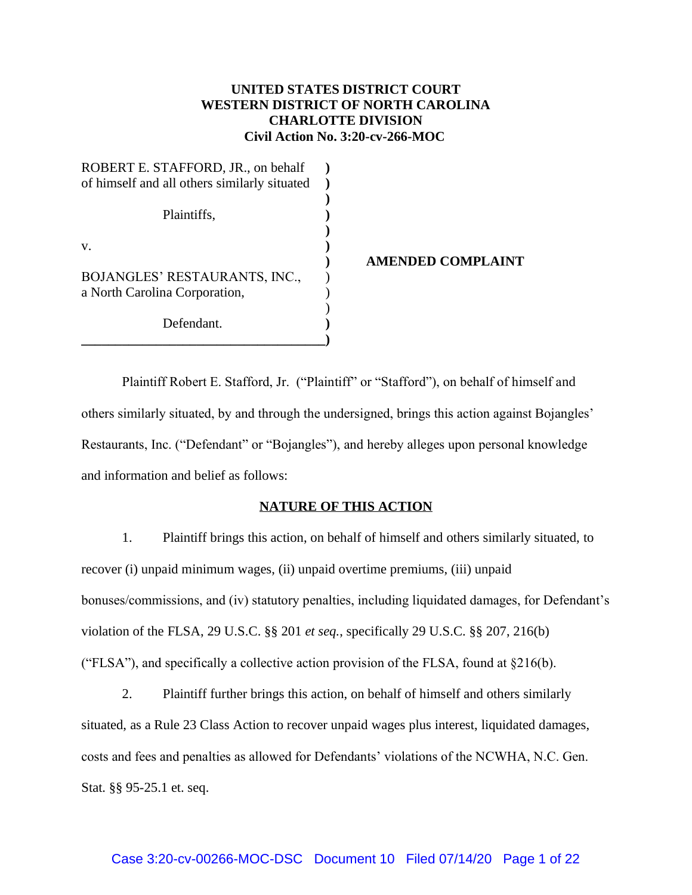**UNITED STATES DISTRICT COURT**
**WESTERN DISTRICT OF NORTH CAROLINA**
**CHARLOTTE DIVISION**
**Civil Action No. 3:20-cv-266-MOC**

ROBERT E. STAFFORD, JR., on behalf of himself and all others similarly situated

Plaintiffs,

v.

BOJANGLES' RESTAURANTS, INC., a North Carolina Corporation,

Defendant.

**AMENDED COMPLAINT**

Plaintiff Robert E. Stafford, Jr. ("Plaintiff" or "Stafford"), on behalf of himself and others similarly situated, by and through the undersigned, brings this action against Bojangles' Restaurants, Inc. ("Defendant" or "Bojangles"), and hereby alleges upon personal knowledge and information and belief as follows:

**NATURE OF THIS ACTION**

1. Plaintiff brings this action, on behalf of himself and others similarly situated, to recover (i) unpaid minimum wages, (ii) unpaid overtime premiums, (iii) unpaid bonuses/commissions, and (iv) statutory penalties, including liquidated damages, for Defendant's violation of the FLSA, 29 U.S.C. §§ 201 *et seq.*, specifically 29 U.S.C. §§ 207, 216(b) ("FLSA"), and specifically a collective action provision of the FLSA, found at §216(b).

2. Plaintiff further brings this action, on behalf of himself and others similarly situated, as a Rule 23 Class Action to recover unpaid wages plus interest, liquidated damages, costs and fees and penalties as allowed for Defendants' violations of the NCWHA, N.C. Gen. Stat. §§ 95-25.1 et. seq.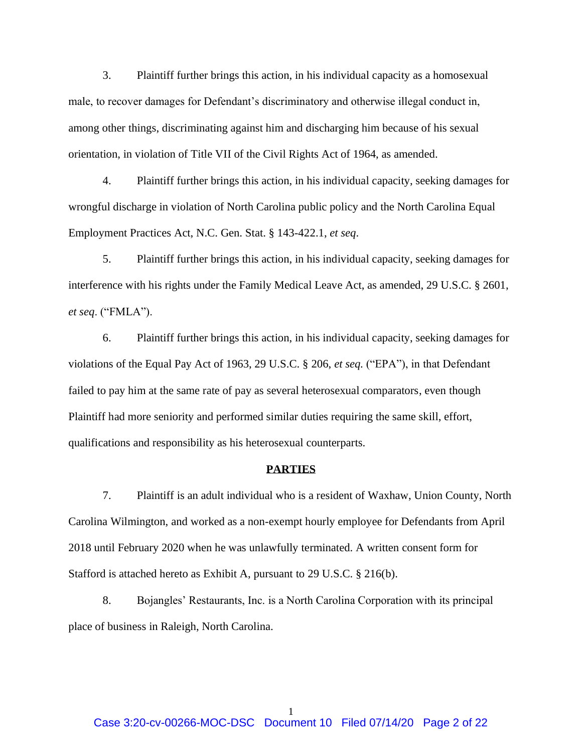3. Plaintiff further brings this action, in his individual capacity as a homosexual male, to recover damages for Defendant's discriminatory and otherwise illegal conduct in, among other things, discriminating against him and discharging him because of his sexual orientation, in violation of Title VII of the Civil Rights Act of 1964, as amended.

4. Plaintiff further brings this action, in his individual capacity, seeking damages for wrongful discharge in violation of North Carolina public policy and the North Carolina Equal Employment Practices Act, N.C. Gen. Stat. § 143-422.1, *et seq*.

5. Plaintiff further brings this action, in his individual capacity, seeking damages for interference with his rights under the Family Medical Leave Act, as amended, 29 U.S.C. § 2601, *et seq*. ("FMLA").

6. Plaintiff further brings this action, in his individual capacity, seeking damages for violations of the Equal Pay Act of 1963, 29 U.S.C. § 206, *et seq.* ("EPA"), in that Defendant failed to pay him at the same rate of pay as several heterosexual comparators, even though Plaintiff had more seniority and performed similar duties requiring the same skill, effort, qualifications and responsibility as his heterosexual counterparts.

**PARTIES**

7. Plaintiff is an adult individual who is a resident of Waxhaw, Union County, North Carolina Wilmington, and worked as a non-exempt hourly employee for Defendants from April 2018 until February 2020 when he was unlawfully terminated. A written consent form for Stafford is attached hereto as Exhibit A, pursuant to 29 U.S.C. § 216(b).

8. Bojangles' Restaurants, Inc. is a North Carolina Corporation with its principal place of business in Raleigh, North Carolina.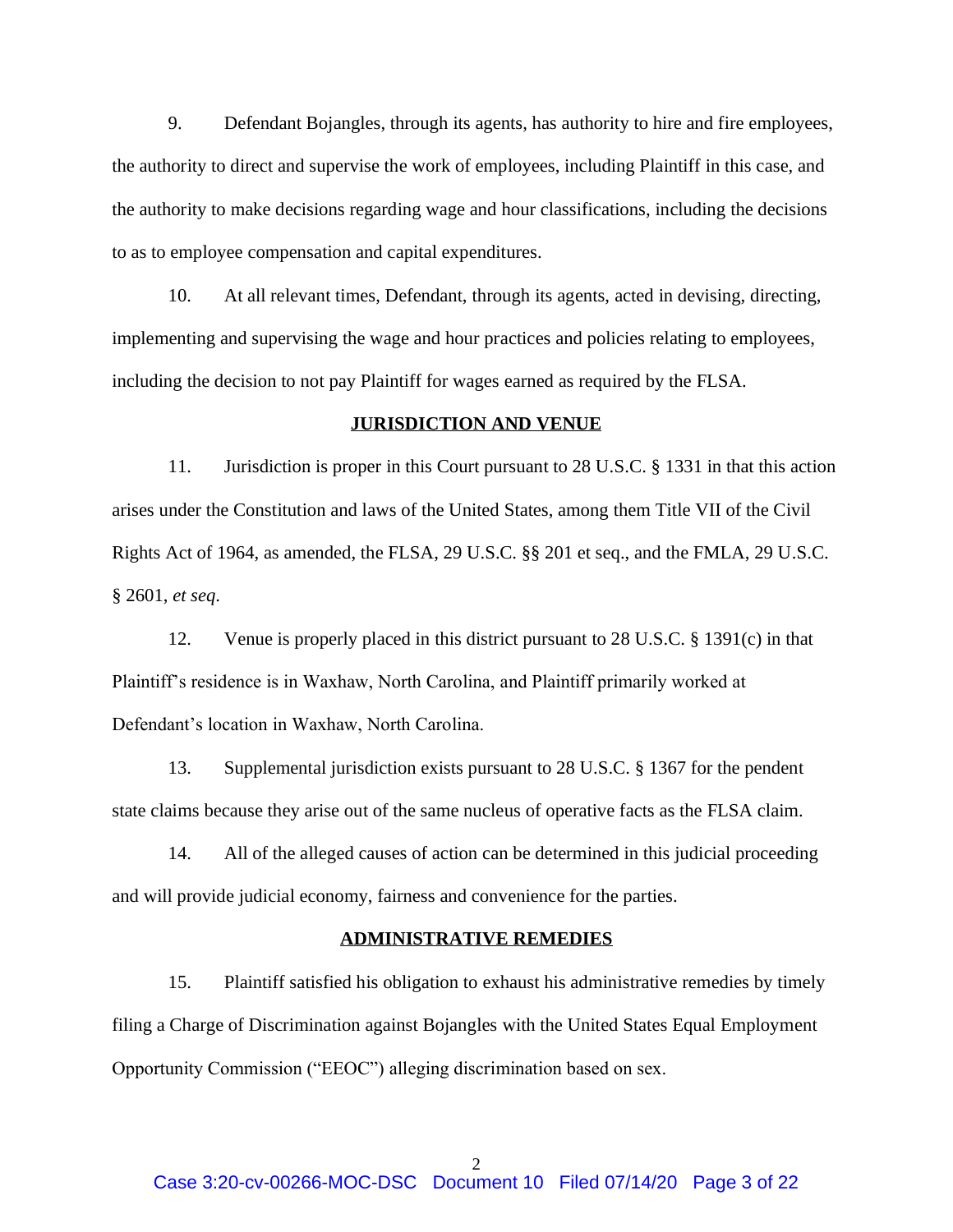9. Defendant Bojangles, through its agents, has authority to hire and fire employees, the authority to direct and supervise the work of employees, including Plaintiff in this case, and the authority to make decisions regarding wage and hour classifications, including the decisions to as to employee compensation and capital expenditures.

10. At all relevant times, Defendant, through its agents, acted in devising, directing, implementing and supervising the wage and hour practices and policies relating to employees, including the decision to not pay Plaintiff for wages earned as required by the FLSA.

**JURISDICTION AND VENUE**

11. Jurisdiction is proper in this Court pursuant to 28 U.S.C. § 1331 in that this action arises under the Constitution and laws of the United States, among them Title VII of the Civil Rights Act of 1964, as amended, the FLSA, 29 U.S.C. §§ 201 et seq., and the FMLA, 29 U.S.C. § 2601, *et seq*.

12. Venue is properly placed in this district pursuant to 28 U.S.C. § 1391(c) in that Plaintiff's residence is in Waxhaw, North Carolina, and Plaintiff primarily worked at Defendant's location in Waxhaw, North Carolina.

13. Supplemental jurisdiction exists pursuant to 28 U.S.C. § 1367 for the pendent state claims because they arise out of the same nucleus of operative facts as the FLSA claim.

14. All of the alleged causes of action can be determined in this judicial proceeding and will provide judicial economy, fairness and convenience for the parties.

**ADMINISTRATIVE REMEDIES**

15. Plaintiff satisfied his obligation to exhaust his administrative remedies by timely filing a Charge of Discrimination against Bojangles with the United States Equal Employment Opportunity Commission ("EEOC") alleging discrimination based on sex.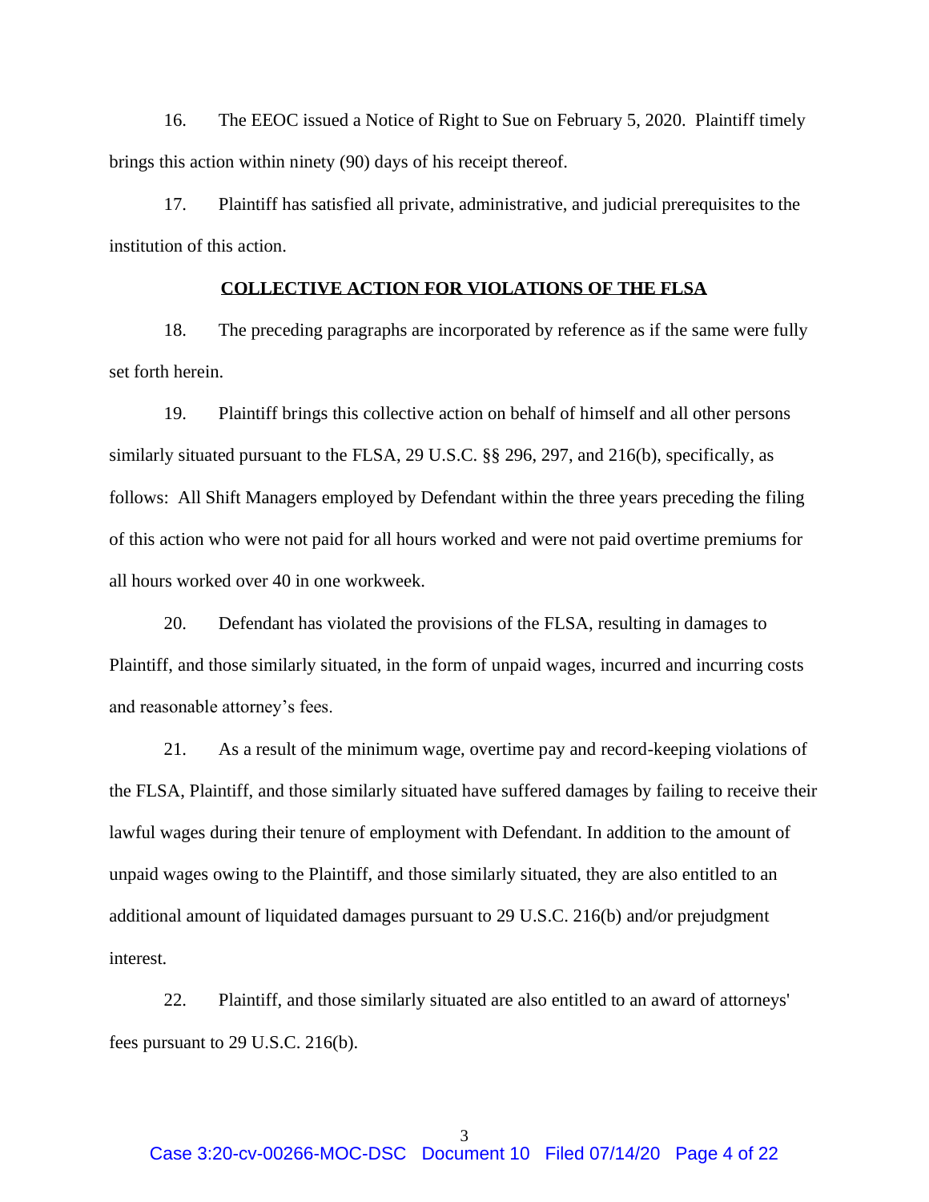16. The EEOC issued a Notice of Right to Sue on February 5, 2020. Plaintiff timely brings this action within ninety (90) days of his receipt thereof.

17. Plaintiff has satisfied all private, administrative, and judicial prerequisites to the institution of this action.

## **COLLECTIVE ACTION FOR VIOLATIONS OF THE FLSA**

18. The preceding paragraphs are incorporated by reference as if the same were fully set forth herein.

19. Plaintiff brings this collective action on behalf of himself and all other persons similarly situated pursuant to the FLSA, 29 U.S.C. §§ 296, 297, and 216(b), specifically, as follows: All Shift Managers employed by Defendant within the three years preceding the filing of this action who were not paid for all hours worked and were not paid overtime premiums for all hours worked over 40 in one workweek.

20. Defendant has violated the provisions of the FLSA, resulting in damages to Plaintiff, and those similarly situated, in the form of unpaid wages, incurred and incurring costs and reasonable attorney's fees.

21. As a result of the minimum wage, overtime pay and record-keeping violations of the FLSA, Plaintiff, and those similarly situated have suffered damages by failing to receive their lawful wages during their tenure of employment with Defendant. In addition to the amount of unpaid wages owing to the Plaintiff, and those similarly situated, they are also entitled to an additional amount of liquidated damages pursuant to 29 U.S.C. 216(b) and/or prejudgment interest.

22. Plaintiff, and those similarly situated are also entitled to an award of attorneys' fees pursuant to 29 U.S.C. 216(b).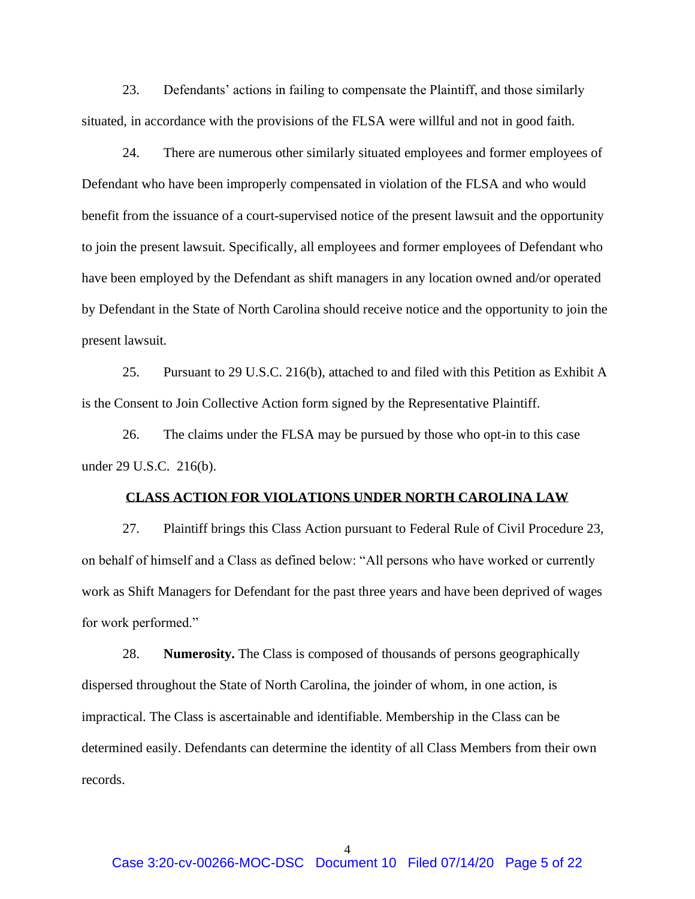23. Defendants' actions in failing to compensate the Plaintiff, and those similarly situated, in accordance with the provisions of the FLSA were willful and not in good faith.

24. There are numerous other similarly situated employees and former employees of Defendant who have been improperly compensated in violation of the FLSA and who would benefit from the issuance of a court-supervised notice of the present lawsuit and the opportunity to join the present lawsuit. Specifically, all employees and former employees of Defendant who have been employed by the Defendant as shift managers in any location owned and/or operated by Defendant in the State of North Carolina should receive notice and the opportunity to join the present lawsuit.

25. Pursuant to 29 U.S.C. 216(b), attached to and filed with this Petition as Exhibit A is the Consent to Join Collective Action form signed by the Representative Plaintiff.

26. The claims under the FLSA may be pursued by those who opt-in to this case under 29 U.S.C. 216(b).

## CLASS ACTION FOR VIOLATIONS UNDER NORTH CAROLINA LAW

27. Plaintiff brings this Class Action pursuant to Federal Rule of Civil Procedure 23, on behalf of himself and a Class as defined below: "All persons who have worked or currently work as Shift Managers for Defendant for the past three years and have been deprived of wages for work performed."

28. **Numerosity.** The Class is composed of thousands of persons geographically dispersed throughout the State of North Carolina, the joinder of whom, in one action, is impractical. The Class is ascertainable and identifiable. Membership in the Class can be determined easily. Defendants can determine the identity of all Class Members from their own records.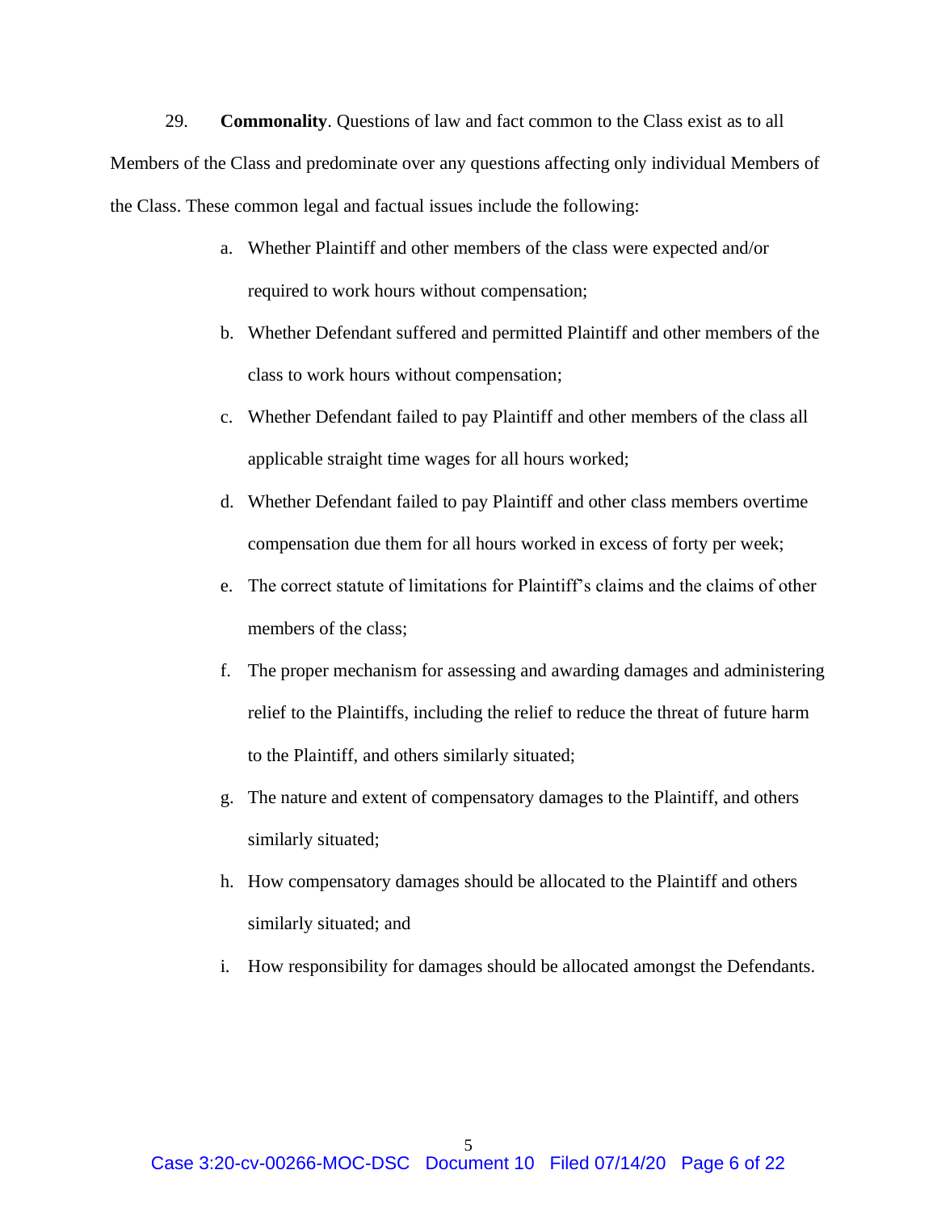29. **Commonality**. Questions of law and fact common to the Class exist as to all Members of the Class and predominate over any questions affecting only individual Members of the Class. These common legal and factual issues include the following:

a. Whether Plaintiff and other members of the class were expected and/or required to work hours without compensation;

b. Whether Defendant suffered and permitted Plaintiff and other members of the class to work hours without compensation;

c. Whether Defendant failed to pay Plaintiff and other members of the class all applicable straight time wages for all hours worked;

d. Whether Defendant failed to pay Plaintiff and other class members overtime compensation due them for all hours worked in excess of forty per week;

e. The correct statute of limitations for Plaintiff's claims and the claims of other members of the class;

f. The proper mechanism for assessing and awarding damages and administering relief to the Plaintiffs, including the relief to reduce the threat of future harm to the Plaintiff, and others similarly situated;

g. The nature and extent of compensatory damages to the Plaintiff, and others similarly situated;

h. How compensatory damages should be allocated to the Plaintiff and others similarly situated; and

i. How responsibility for damages should be allocated amongst the Defendants.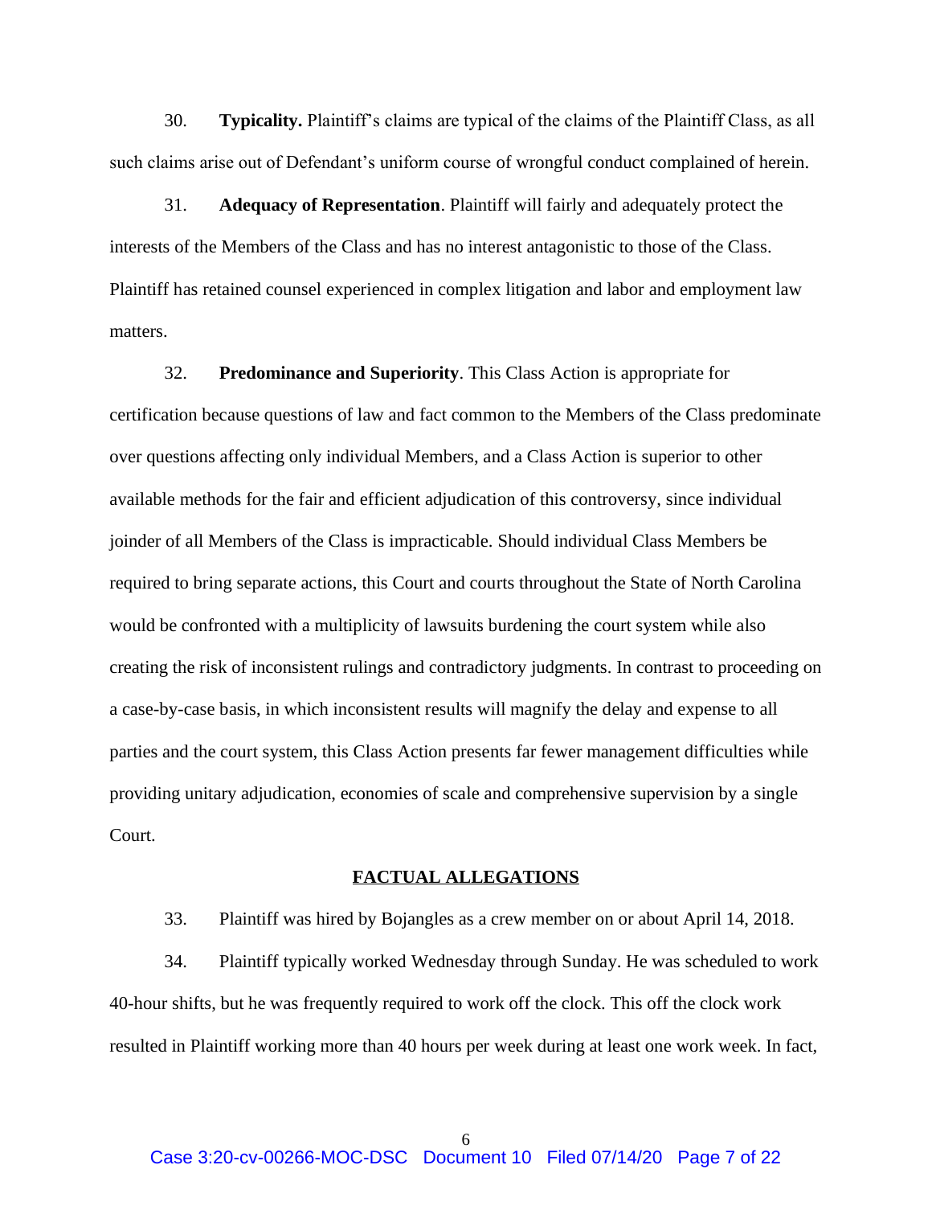30. **Typicality.** Plaintiff's claims are typical of the claims of the Plaintiff Class, as all such claims arise out of Defendant's uniform course of wrongful conduct complained of herein.

31. **Adequacy of Representation**. Plaintiff will fairly and adequately protect the interests of the Members of the Class and has no interest antagonistic to those of the Class. Plaintiff has retained counsel experienced in complex litigation and labor and employment law matters.

32. **Predominance and Superiority**. This Class Action is appropriate for certification because questions of law and fact common to the Members of the Class predominate over questions affecting only individual Members, and a Class Action is superior to other available methods for the fair and efficient adjudication of this controversy, since individual joinder of all Members of the Class is impracticable. Should individual Class Members be required to bring separate actions, this Court and courts throughout the State of North Carolina would be confronted with a multiplicity of lawsuits burdening the court system while also creating the risk of inconsistent rulings and contradictory judgments. In contrast to proceeding on a case-by-case basis, in which inconsistent results will magnify the delay and expense to all parties and the court system, this Class Action presents far fewer management difficulties while providing unitary adjudication, economies of scale and comprehensive supervision by a single Court.

## FACTUAL ALLEGATIONS

33. Plaintiff was hired by Bojangles as a crew member on or about April 14, 2018.

34. Plaintiff typically worked Wednesday through Sunday. He was scheduled to work 40-hour shifts, but he was frequently required to work off the clock. This off the clock work resulted in Plaintiff working more than 40 hours per week during at least one work week. In fact,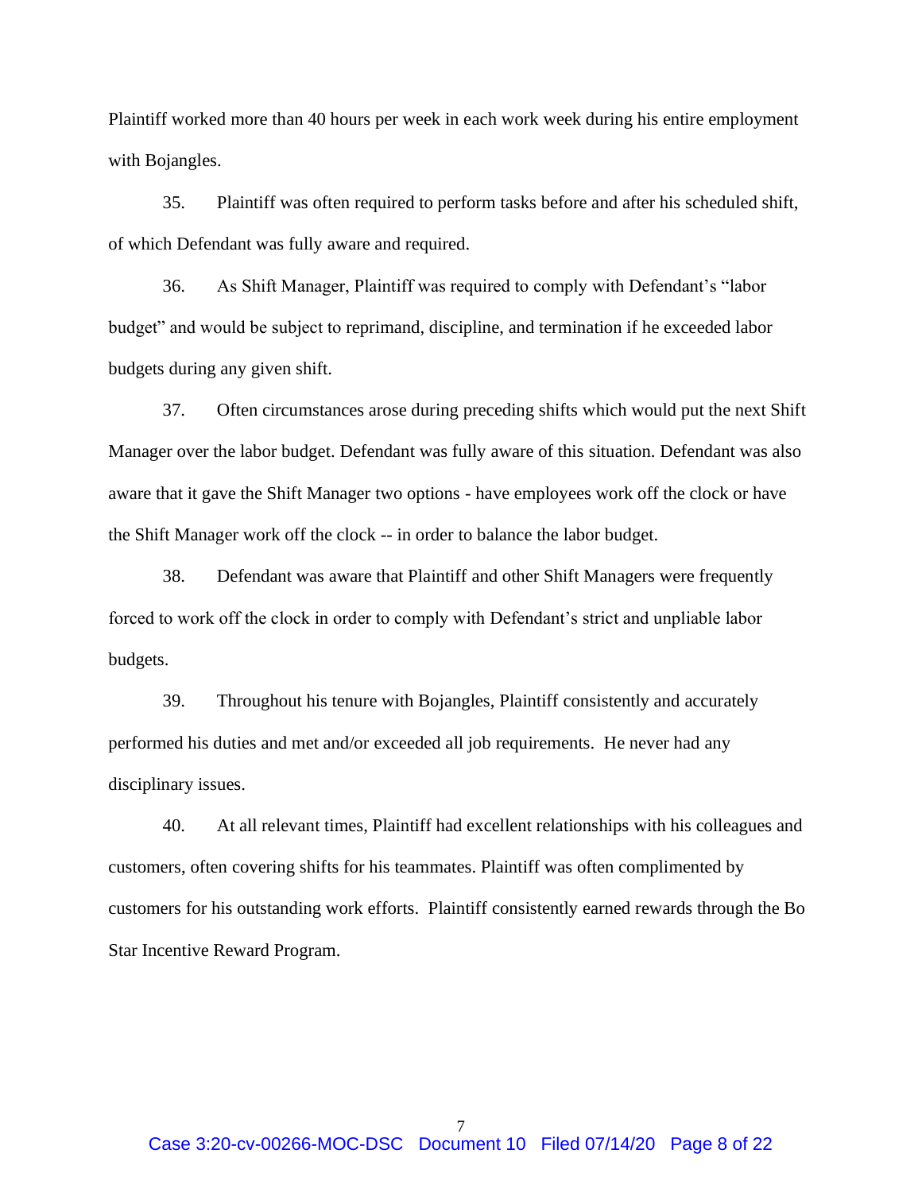Plaintiff worked more than 40 hours per week in each work week during his entire employment with Bojangles.

35. Plaintiff was often required to perform tasks before and after his scheduled shift, of which Defendant was fully aware and required.

36. As Shift Manager, Plaintiff was required to comply with Defendant's "labor budget" and would be subject to reprimand, discipline, and termination if he exceeded labor budgets during any given shift.

37. Often circumstances arose during preceding shifts which would put the next Shift Manager over the labor budget. Defendant was fully aware of this situation. Defendant was also aware that it gave the Shift Manager two options - have employees work off the clock or have the Shift Manager work off the clock -- in order to balance the labor budget.

38. Defendant was aware that Plaintiff and other Shift Managers were frequently forced to work off the clock in order to comply with Defendant's strict and unpliable labor budgets.

39. Throughout his tenure with Bojangles, Plaintiff consistently and accurately performed his duties and met and/or exceeded all job requirements. He never had any disciplinary issues.

40. At all relevant times, Plaintiff had excellent relationships with his colleagues and customers, often covering shifts for his teammates. Plaintiff was often complimented by customers for his outstanding work efforts. Plaintiff consistently earned rewards through the Bo Star Incentive Reward Program.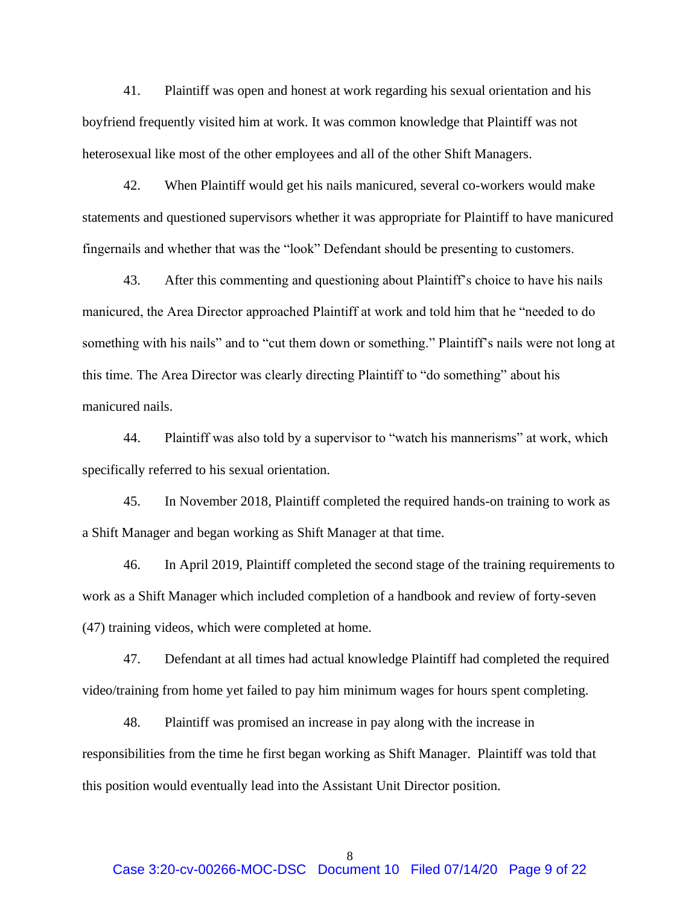41. Plaintiff was open and honest at work regarding his sexual orientation and his boyfriend frequently visited him at work. It was common knowledge that Plaintiff was not heterosexual like most of the other employees and all of the other Shift Managers.

42. When Plaintiff would get his nails manicured, several co-workers would make statements and questioned supervisors whether it was appropriate for Plaintiff to have manicured fingernails and whether that was the "look" Defendant should be presenting to customers.

43. After this commenting and questioning about Plaintiff's choice to have his nails manicured, the Area Director approached Plaintiff at work and told him that he "needed to do something with his nails" and to "cut them down or something." Plaintiff's nails were not long at this time. The Area Director was clearly directing Plaintiff to "do something" about his manicured nails.

44. Plaintiff was also told by a supervisor to "watch his mannerisms" at work, which specifically referred to his sexual orientation.

45. In November 2018, Plaintiff completed the required hands-on training to work as a Shift Manager and began working as Shift Manager at that time.

46. In April 2019, Plaintiff completed the second stage of the training requirements to work as a Shift Manager which included completion of a handbook and review of forty-seven (47) training videos, which were completed at home.

47. Defendant at all times had actual knowledge Plaintiff had completed the required video/training from home yet failed to pay him minimum wages for hours spent completing.

48. Plaintiff was promised an increase in pay along with the increase in responsibilities from the time he first began working as Shift Manager. Plaintiff was told that this position would eventually lead into the Assistant Unit Director position.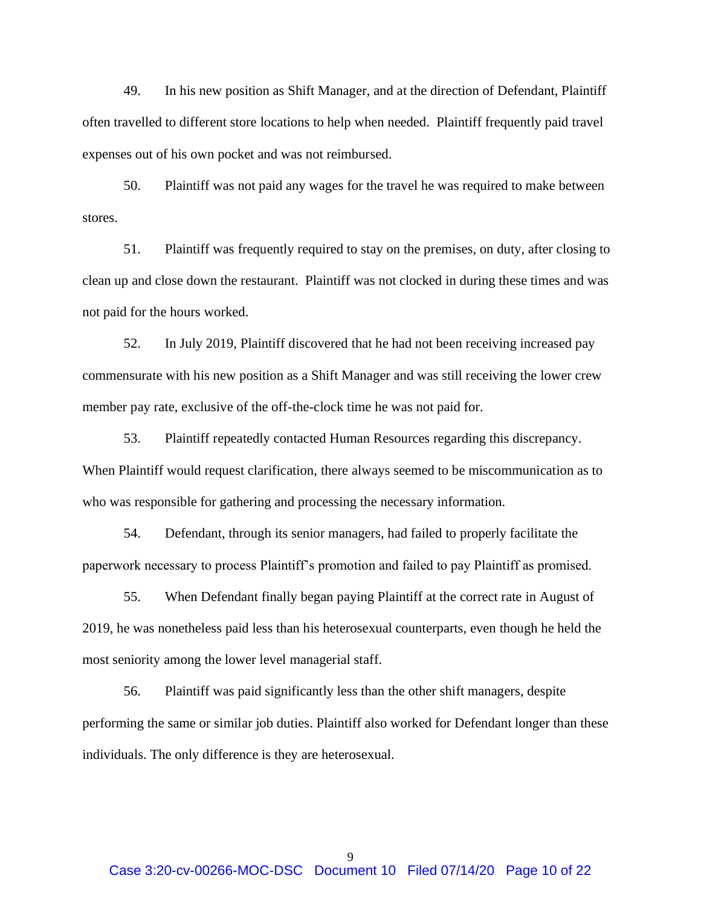49. In his new position as Shift Manager, and at the direction of Defendant, Plaintiff often travelled to different store locations to help when needed. Plaintiff frequently paid travel expenses out of his own pocket and was not reimbursed.

50. Plaintiff was not paid any wages for the travel he was required to make between stores.

51. Plaintiff was frequently required to stay on the premises, on duty, after closing to clean up and close down the restaurant. Plaintiff was not clocked in during these times and was not paid for the hours worked.

52. In July 2019, Plaintiff discovered that he had not been receiving increased pay commensurate with his new position as a Shift Manager and was still receiving the lower crew member pay rate, exclusive of the off-the-clock time he was not paid for.

53. Plaintiff repeatedly contacted Human Resources regarding this discrepancy. When Plaintiff would request clarification, there always seemed to be miscommunication as to who was responsible for gathering and processing the necessary information.

54. Defendant, through its senior managers, had failed to properly facilitate the paperwork necessary to process Plaintiff's promotion and failed to pay Plaintiff as promised.

55. When Defendant finally began paying Plaintiff at the correct rate in August of 2019, he was nonetheless paid less than his heterosexual counterparts, even though he held the most seniority among the lower level managerial staff.

56. Plaintiff was paid significantly less than the other shift managers, despite performing the same or similar job duties. Plaintiff also worked for Defendant longer than these individuals. The only difference is they are heterosexual.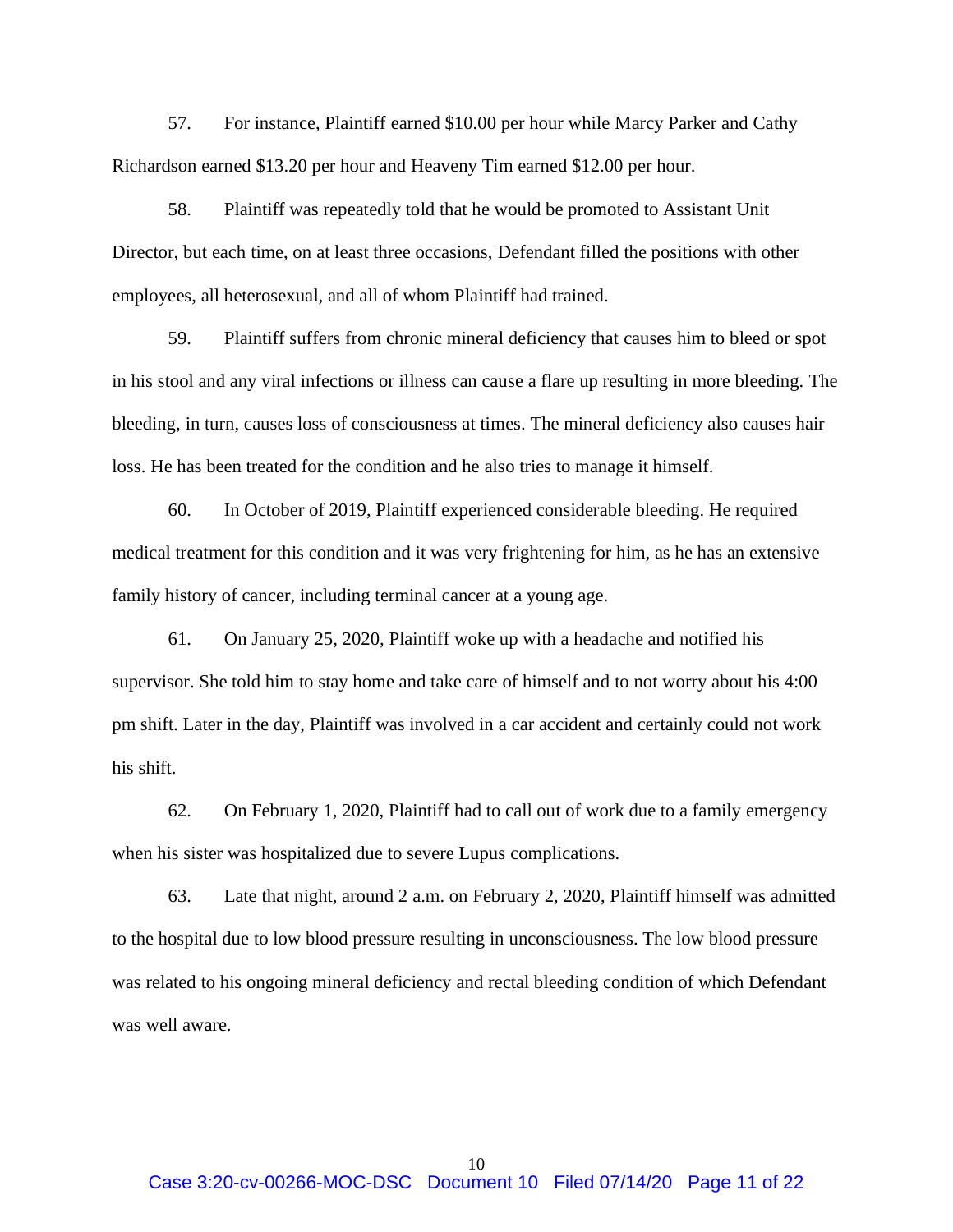57. For instance, Plaintiff earned $10.00 per hour while Marcy Parker and Cathy Richardson earned $13.20 per hour and Heaveny Tim earned $12.00 per hour.

58. Plaintiff was repeatedly told that he would be promoted to Assistant Unit Director, but each time, on at least three occasions, Defendant filled the positions with other employees, all heterosexual, and all of whom Plaintiff had trained.

59. Plaintiff suffers from chronic mineral deficiency that causes him to bleed or spot in his stool and any viral infections or illness can cause a flare up resulting in more bleeding. The bleeding, in turn, causes loss of consciousness at times. The mineral deficiency also causes hair loss. He has been treated for the condition and he also tries to manage it himself.

60. In October of 2019, Plaintiff experienced considerable bleeding. He required medical treatment for this condition and it was very frightening for him, as he has an extensive family history of cancer, including terminal cancer at a young age.

61. On January 25, 2020, Plaintiff woke up with a headache and notified his supervisor. She told him to stay home and take care of himself and to not worry about his 4:00 pm shift. Later in the day, Plaintiff was involved in a car accident and certainly could not work his shift.

62. On February 1, 2020, Plaintiff had to call out of work due to a family emergency when his sister was hospitalized due to severe Lupus complications.

63. Late that night, around 2 a.m. on February 2, 2020, Plaintiff himself was admitted to the hospital due to low blood pressure resulting in unconsciousness. The low blood pressure was related to his ongoing mineral deficiency and rectal bleeding condition of which Defendant was well aware.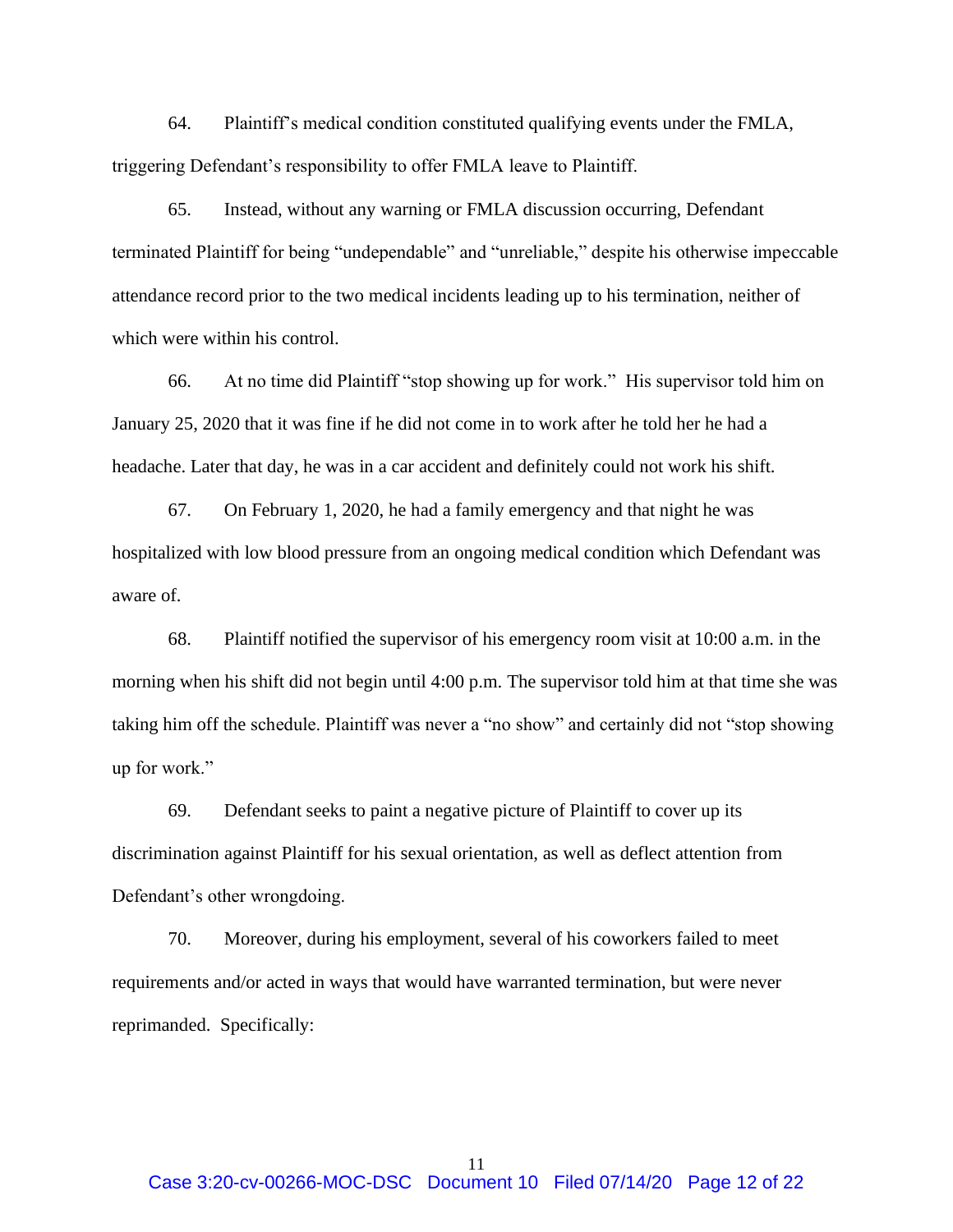64. Plaintiff's medical condition constituted qualifying events under the FMLA, triggering Defendant's responsibility to offer FMLA leave to Plaintiff.

65. Instead, without any warning or FMLA discussion occurring, Defendant terminated Plaintiff for being "undependable" and "unreliable," despite his otherwise impeccable attendance record prior to the two medical incidents leading up to his termination, neither of which were within his control.

66. At no time did Plaintiff "stop showing up for work." His supervisor told him on January 25, 2020 that it was fine if he did not come in to work after he told her he had a headache. Later that day, he was in a car accident and definitely could not work his shift.

67. On February 1, 2020, he had a family emergency and that night he was hospitalized with low blood pressure from an ongoing medical condition which Defendant was aware of.

68. Plaintiff notified the supervisor of his emergency room visit at 10:00 a.m. in the morning when his shift did not begin until 4:00 p.m. The supervisor told him at that time she was taking him off the schedule. Plaintiff was never a "no show" and certainly did not "stop showing up for work."

69. Defendant seeks to paint a negative picture of Plaintiff to cover up its discrimination against Plaintiff for his sexual orientation, as well as deflect attention from Defendant's other wrongdoing.

70. Moreover, during his employment, several of his coworkers failed to meet requirements and/or acted in ways that would have warranted termination, but were never reprimanded. Specifically: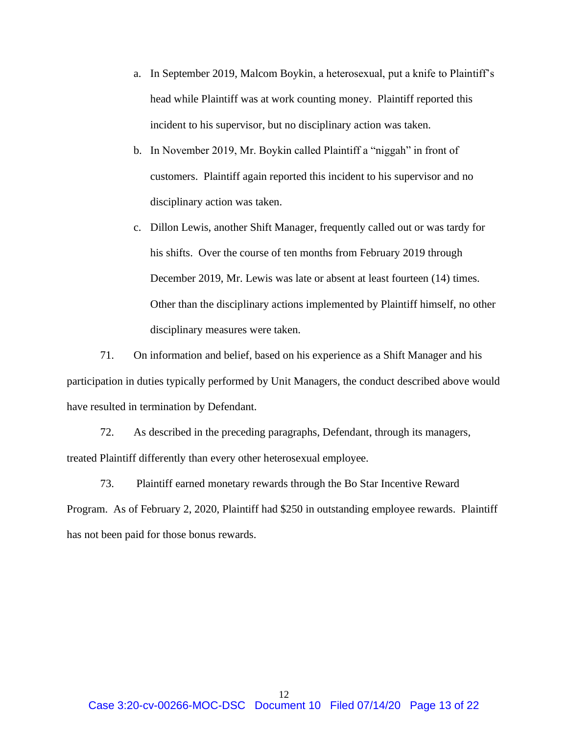a. In September 2019, Malcom Boykin, a heterosexual, put a knife to Plaintiff's head while Plaintiff was at work counting money. Plaintiff reported this incident to his supervisor, but no disciplinary action was taken.

b. In November 2019, Mr. Boykin called Plaintiff a "niggah" in front of customers. Plaintiff again reported this incident to his supervisor and no disciplinary action was taken.

c. Dillon Lewis, another Shift Manager, frequently called out or was tardy for his shifts. Over the course of ten months from February 2019 through December 2019, Mr. Lewis was late or absent at least fourteen (14) times. Other than the disciplinary actions implemented by Plaintiff himself, no other disciplinary measures were taken.

71. On information and belief, based on his experience as a Shift Manager and his participation in duties typically performed by Unit Managers, the conduct described above would have resulted in termination by Defendant.

72. As described in the preceding paragraphs, Defendant, through its managers, treated Plaintiff differently than every other heterosexual employee.

73. Plaintiff earned monetary rewards through the Bo Star Incentive Reward Program. As of February 2, 2020, Plaintiff had $250 in outstanding employee rewards. Plaintiff has not been paid for those bonus rewards.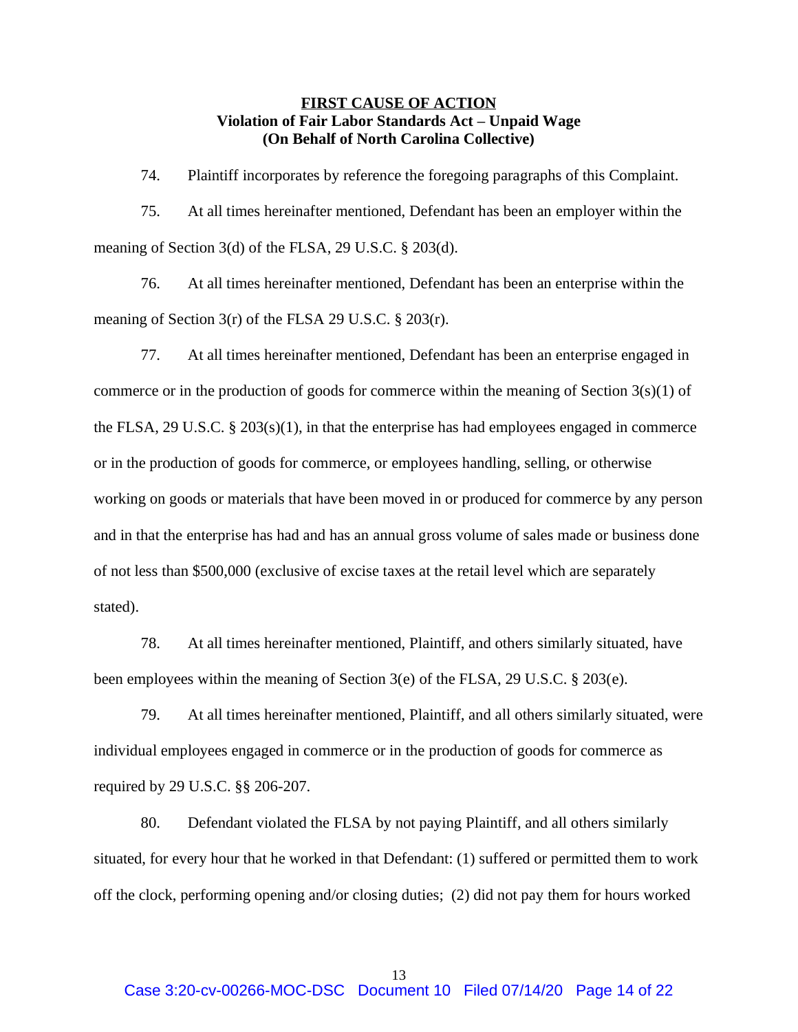**FIRST CAUSE OF ACTION**
**Violation of Fair Labor Standards Act – Unpaid Wage**
**(On Behalf of North Carolina Collective)**

74. Plaintiff incorporates by reference the foregoing paragraphs of this Complaint.

75. At all times hereinafter mentioned, Defendant has been an employer within the meaning of Section 3(d) of the FLSA, 29 U.S.C. § 203(d).

76. At all times hereinafter mentioned, Defendant has been an enterprise within the meaning of Section 3(r) of the FLSA 29 U.S.C. § 203(r).

77. At all times hereinafter mentioned, Defendant has been an enterprise engaged in commerce or in the production of goods for commerce within the meaning of Section 3(s)(1) of the FLSA, 29 U.S.C. § 203(s)(1), in that the enterprise has had employees engaged in commerce or in the production of goods for commerce, or employees handling, selling, or otherwise working on goods or materials that have been moved in or produced for commerce by any person and in that the enterprise has had and has an annual gross volume of sales made or business done of not less than $500,000 (exclusive of excise taxes at the retail level which are separately stated).

78. At all times hereinafter mentioned, Plaintiff, and others similarly situated, have been employees within the meaning of Section 3(e) of the FLSA, 29 U.S.C. § 203(e).

79. At all times hereinafter mentioned, Plaintiff, and all others similarly situated, were individual employees engaged in commerce or in the production of goods for commerce as required by 29 U.S.C. §§ 206-207.

80. Defendant violated the FLSA by not paying Plaintiff, and all others similarly situated, for every hour that he worked in that Defendant: (1) suffered or permitted them to work off the clock, performing opening and/or closing duties; (2) did not pay them for hours worked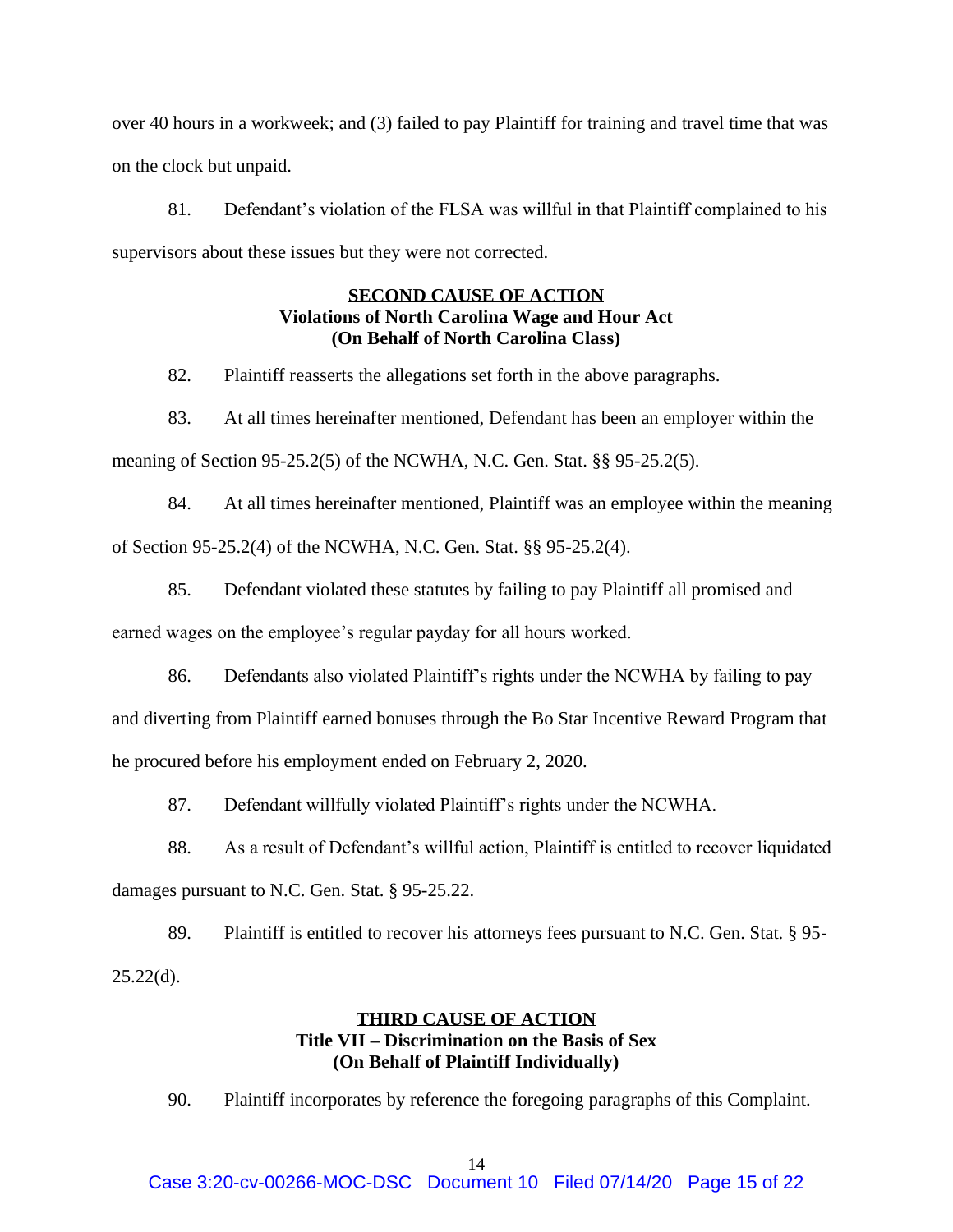over 40 hours in a workweek; and (3) failed to pay Plaintiff for training and travel time that was on the clock but unpaid.

81. Defendant's violation of the FLSA was willful in that Plaintiff complained to his supervisors about these issues but they were not corrected.

**SECOND CAUSE OF ACTION**
**Violations of North Carolina Wage and Hour Act**
**(On Behalf of North Carolina Class)**

82. Plaintiff reasserts the allegations set forth in the above paragraphs.

83. At all times hereinafter mentioned, Defendant has been an employer within the meaning of Section 95-25.2(5) of the NCWHA, N.C. Gen. Stat. §§ 95-25.2(5).

84. At all times hereinafter mentioned, Plaintiff was an employee within the meaning of Section 95-25.2(4) of the NCWHA, N.C. Gen. Stat. §§ 95-25.2(4).

85. Defendant violated these statutes by failing to pay Plaintiff all promised and earned wages on the employee's regular payday for all hours worked.

86. Defendants also violated Plaintiff's rights under the NCWHA by failing to pay and diverting from Plaintiff earned bonuses through the Bo Star Incentive Reward Program that he procured before his employment ended on February 2, 2020.

87. Defendant willfully violated Plaintiff's rights under the NCWHA.

88. As a result of Defendant's willful action, Plaintiff is entitled to recover liquidated damages pursuant to N.C. Gen. Stat. § 95-25.22.

89. Plaintiff is entitled to recover his attorneys fees pursuant to N.C. Gen. Stat. § 95-25.22(d).

**THIRD CAUSE OF ACTION**
**Title VII – Discrimination on the Basis of Sex**
**(On Behalf of Plaintiff Individually)**

90. Plaintiff incorporates by reference the foregoing paragraphs of this Complaint.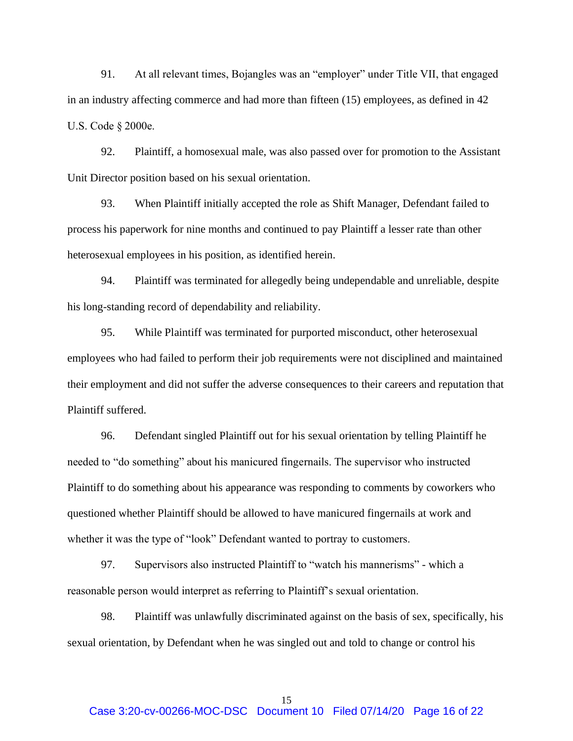91. At all relevant times, Bojangles was an "employer" under Title VII, that engaged in an industry affecting commerce and had more than fifteen (15) employees, as defined in 42 U.S. Code § 2000e.

92. Plaintiff, a homosexual male, was also passed over for promotion to the Assistant Unit Director position based on his sexual orientation.

93. When Plaintiff initially accepted the role as Shift Manager, Defendant failed to process his paperwork for nine months and continued to pay Plaintiff a lesser rate than other heterosexual employees in his position, as identified herein.

94. Plaintiff was terminated for allegedly being undependable and unreliable, despite his long-standing record of dependability and reliability.

95. While Plaintiff was terminated for purported misconduct, other heterosexual employees who had failed to perform their job requirements were not disciplined and maintained their employment and did not suffer the adverse consequences to their careers and reputation that Plaintiff suffered.

96. Defendant singled Plaintiff out for his sexual orientation by telling Plaintiff he needed to "do something" about his manicured fingernails. The supervisor who instructed Plaintiff to do something about his appearance was responding to comments by coworkers who questioned whether Plaintiff should be allowed to have manicured fingernails at work and whether it was the type of "look" Defendant wanted to portray to customers.

97. Supervisors also instructed Plaintiff to "watch his mannerisms" - which a reasonable person would interpret as referring to Plaintiff's sexual orientation.

98. Plaintiff was unlawfully discriminated against on the basis of sex, specifically, his sexual orientation, by Defendant when he was singled out and told to change or control his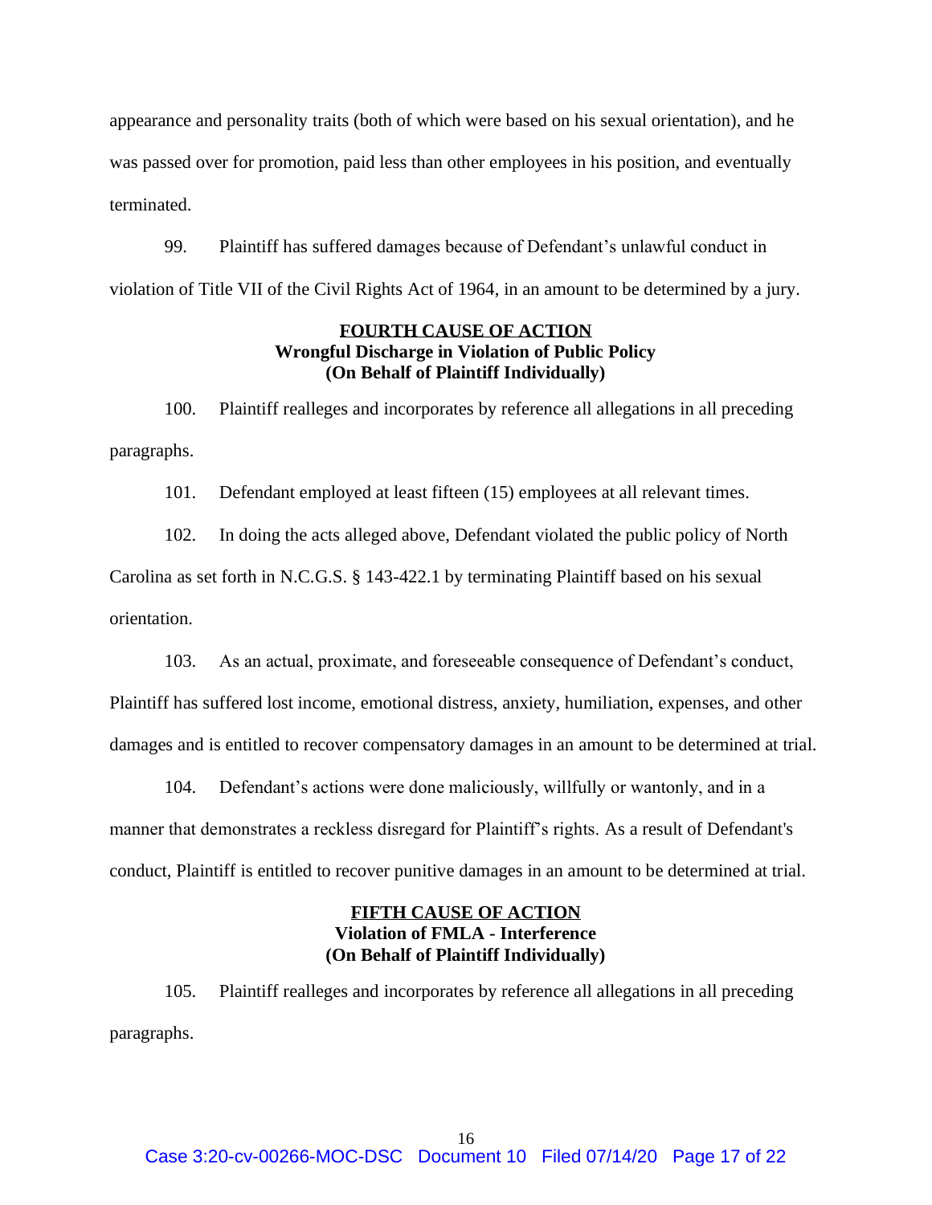appearance and personality traits (both of which were based on his sexual orientation), and he was passed over for promotion, paid less than other employees in his position, and eventually terminated.

99. Plaintiff has suffered damages because of Defendant's unlawful conduct in violation of Title VII of the Civil Rights Act of 1964, in an amount to be determined by a jury.

**FOURTH CAUSE OF ACTION**
**Wrongful Discharge in Violation of Public Policy**
**(On Behalf of Plaintiff Individually)**

100. Plaintiff realleges and incorporates by reference all allegations in all preceding paragraphs.

101. Defendant employed at least fifteen (15) employees at all relevant times.

102. In doing the acts alleged above, Defendant violated the public policy of North Carolina as set forth in N.C.G.S. § 143-422.1 by terminating Plaintiff based on his sexual orientation.

103. As an actual, proximate, and foreseeable consequence of Defendant's conduct, Plaintiff has suffered lost income, emotional distress, anxiety, humiliation, expenses, and other damages and is entitled to recover compensatory damages in an amount to be determined at trial.

104. Defendant's actions were done maliciously, willfully or wantonly, and in a manner that demonstrates a reckless disregard for Plaintiff's rights. As a result of Defendant's conduct, Plaintiff is entitled to recover punitive damages in an amount to be determined at trial.

**FIFTH CAUSE OF ACTION**
**Violation of FMLA - Interference**
**(On Behalf of Plaintiff Individually)**

105. Plaintiff realleges and incorporates by reference all allegations in all preceding paragraphs.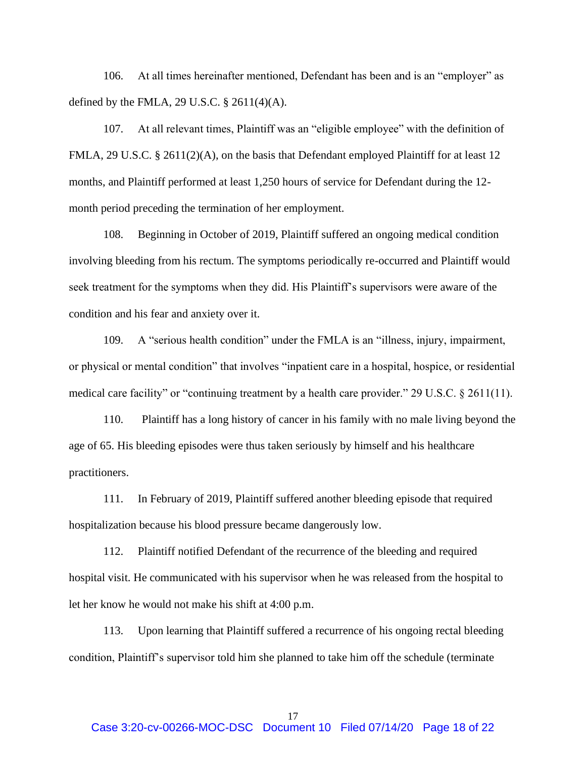106. At all times hereinafter mentioned, Defendant has been and is an "employer" as defined by the FMLA, 29 U.S.C. § 2611(4)(A).

107. At all relevant times, Plaintiff was an "eligible employee" with the definition of FMLA, 29 U.S.C. § 2611(2)(A), on the basis that Defendant employed Plaintiff for at least 12 months, and Plaintiff performed at least 1,250 hours of service for Defendant during the 12-month period preceding the termination of her employment.

108. Beginning in October of 2019, Plaintiff suffered an ongoing medical condition involving bleeding from his rectum. The symptoms periodically re-occurred and Plaintiff would seek treatment for the symptoms when they did. His Plaintiff's supervisors were aware of the condition and his fear and anxiety over it.

109. A "serious health condition" under the FMLA is an "illness, injury, impairment, or physical or mental condition" that involves "inpatient care in a hospital, hospice, or residential medical care facility" or "continuing treatment by a health care provider." 29 U.S.C. § 2611(11).

110. Plaintiff has a long history of cancer in his family with no male living beyond the age of 65. His bleeding episodes were thus taken seriously by himself and his healthcare practitioners.

111. In February of 2019, Plaintiff suffered another bleeding episode that required hospitalization because his blood pressure became dangerously low.

112. Plaintiff notified Defendant of the recurrence of the bleeding and required hospital visit. He communicated with his supervisor when he was released from the hospital to let her know he would not make his shift at 4:00 p.m.

113. Upon learning that Plaintiff suffered a recurrence of his ongoing rectal bleeding condition, Plaintiff's supervisor told him she planned to take him off the schedule (terminate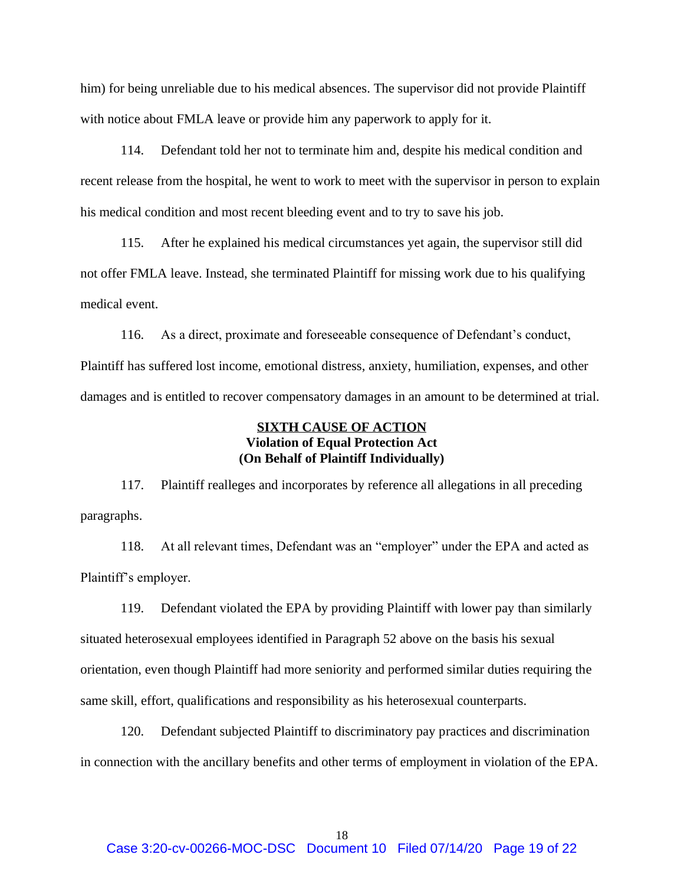him) for being unreliable due to his medical absences. The supervisor did not provide Plaintiff with notice about FMLA leave or provide him any paperwork to apply for it.

114. Defendant told her not to terminate him and, despite his medical condition and recent release from the hospital, he went to work to meet with the supervisor in person to explain his medical condition and most recent bleeding event and to try to save his job.

115. After he explained his medical circumstances yet again, the supervisor still did not offer FMLA leave. Instead, she terminated Plaintiff for missing work due to his qualifying medical event.

116. As a direct, proximate and foreseeable consequence of Defendant's conduct, Plaintiff has suffered lost income, emotional distress, anxiety, humiliation, expenses, and other damages and is entitled to recover compensatory damages in an amount to be determined at trial.

**SIXTH CAUSE OF ACTION**
**Violation of Equal Protection Act**
**(On Behalf of Plaintiff Individually)**

117. Plaintiff realleges and incorporates by reference all allegations in all preceding paragraphs.

118. At all relevant times, Defendant was an "employer" under the EPA and acted as Plaintiff's employer.

119. Defendant violated the EPA by providing Plaintiff with lower pay than similarly situated heterosexual employees identified in Paragraph 52 above on the basis his sexual orientation, even though Plaintiff had more seniority and performed similar duties requiring the same skill, effort, qualifications and responsibility as his heterosexual counterparts.

120. Defendant subjected Plaintiff to discriminatory pay practices and discrimination in connection with the ancillary benefits and other terms of employment in violation of the EPA.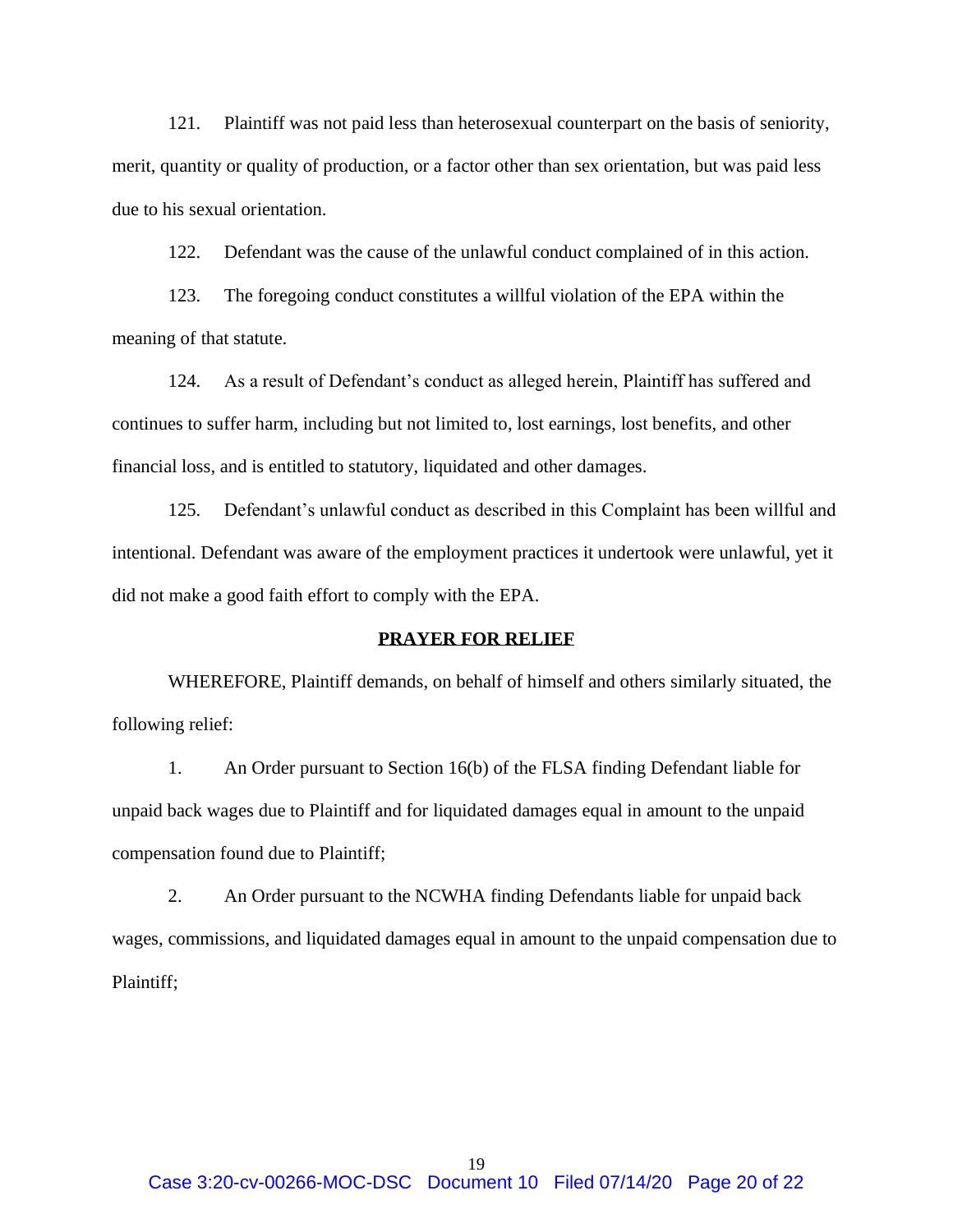121. Plaintiff was not paid less than heterosexual counterpart on the basis of seniority, merit, quantity or quality of production, or a factor other than sex orientation, but was paid less due to his sexual orientation.

122. Defendant was the cause of the unlawful conduct complained of in this action.

123. The foregoing conduct constitutes a willful violation of the EPA within the meaning of that statute.

124. As a result of Defendant's conduct as alleged herein, Plaintiff has suffered and continues to suffer harm, including but not limited to, lost earnings, lost benefits, and other financial loss, and is entitled to statutory, liquidated and other damages.

125. Defendant's unlawful conduct as described in this Complaint has been willful and intentional. Defendant was aware of the employment practices it undertook were unlawful, yet it did not make a good faith effort to comply with the EPA.

## PRAYER FOR RELIEF

WHEREFORE, Plaintiff demands, on behalf of himself and others similarly situated, the following relief:

1. An Order pursuant to Section 16(b) of the FLSA finding Defendant liable for unpaid back wages due to Plaintiff and for liquidated damages equal in amount to the unpaid compensation found due to Plaintiff;

2. An Order pursuant to the NCWHA finding Defendants liable for unpaid back wages, commissions, and liquidated damages equal in amount to the unpaid compensation due to Plaintiff;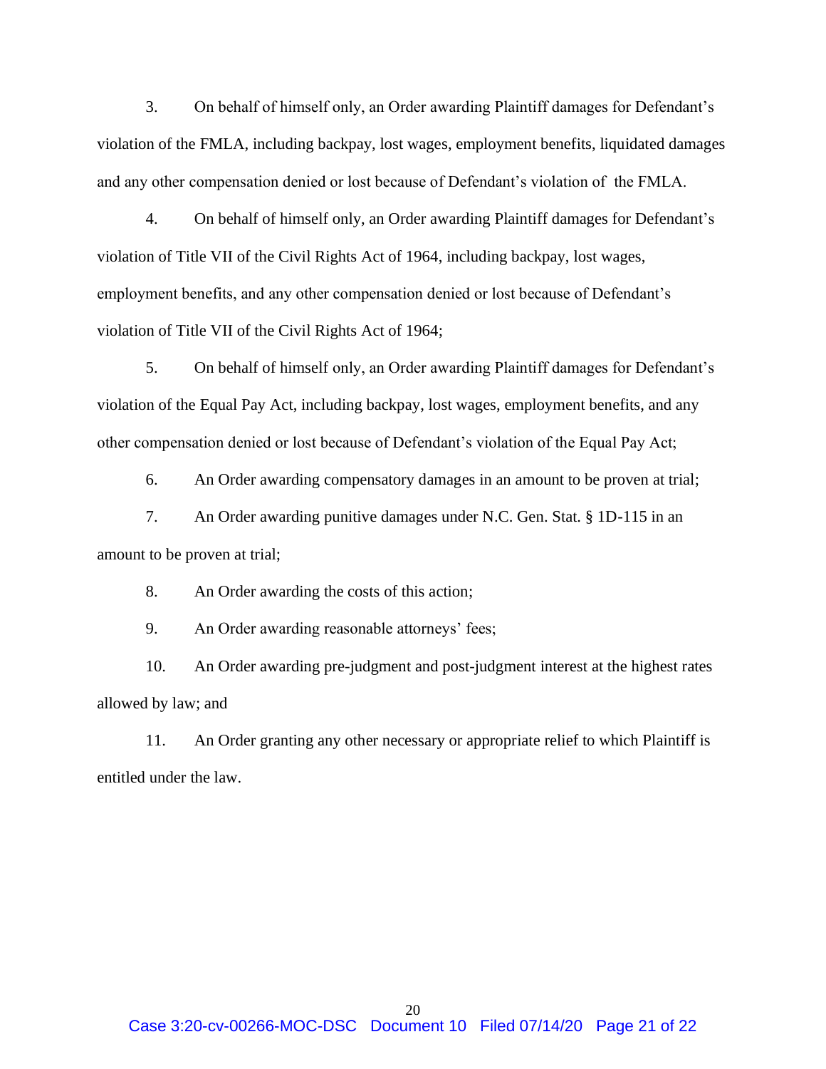3. On behalf of himself only, an Order awarding Plaintiff damages for Defendant's violation of the FMLA, including backpay, lost wages, employment benefits, liquidated damages and any other compensation denied or lost because of Defendant's violation of the FMLA.

4. On behalf of himself only, an Order awarding Plaintiff damages for Defendant's violation of Title VII of the Civil Rights Act of 1964, including backpay, lost wages, employment benefits, and any other compensation denied or lost because of Defendant's violation of Title VII of the Civil Rights Act of 1964;

5. On behalf of himself only, an Order awarding Plaintiff damages for Defendant's violation of the Equal Pay Act, including backpay, lost wages, employment benefits, and any other compensation denied or lost because of Defendant's violation of the Equal Pay Act;

6. An Order awarding compensatory damages in an amount to be proven at trial;

7. An Order awarding punitive damages under N.C. Gen. Stat. § 1D-115 in an amount to be proven at trial;

8. An Order awarding the costs of this action;

9. An Order awarding reasonable attorneys' fees;

10. An Order awarding pre-judgment and post-judgment interest at the highest rates allowed by law; and

11. An Order granting any other necessary or appropriate relief to which Plaintiff is entitled under the law.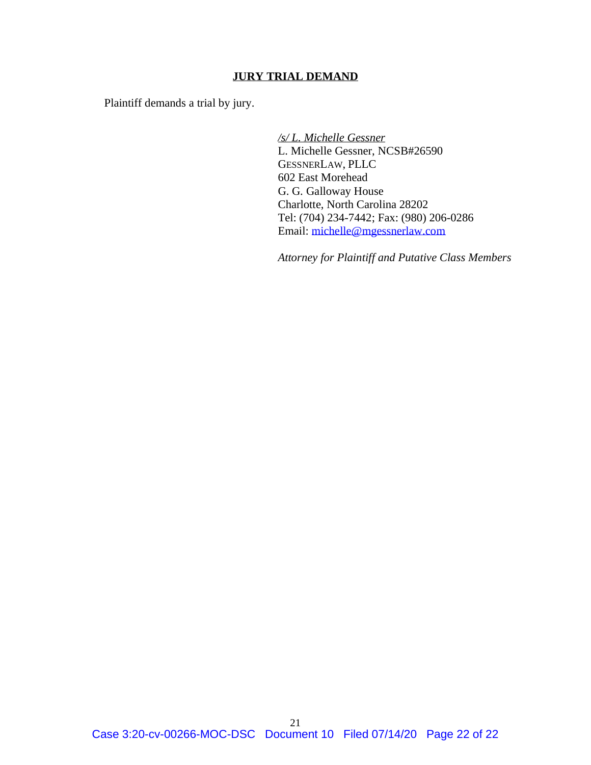**JURY TRIAL DEMAND**

Plaintiff demands a trial by jury.

*/s/ L. Michelle Gessner*
L. Michelle Gessner, NCSB#26590
GESSNERLAW, PLLC
602 East Morehead
G. G. Galloway House
Charlotte, North Carolina 28202
Tel: (704) 234-7442; Fax: (980) 206-0286
Email: michelle@mgessnerlaw.com

*Attorney for Plaintiff and Putative Class Members*